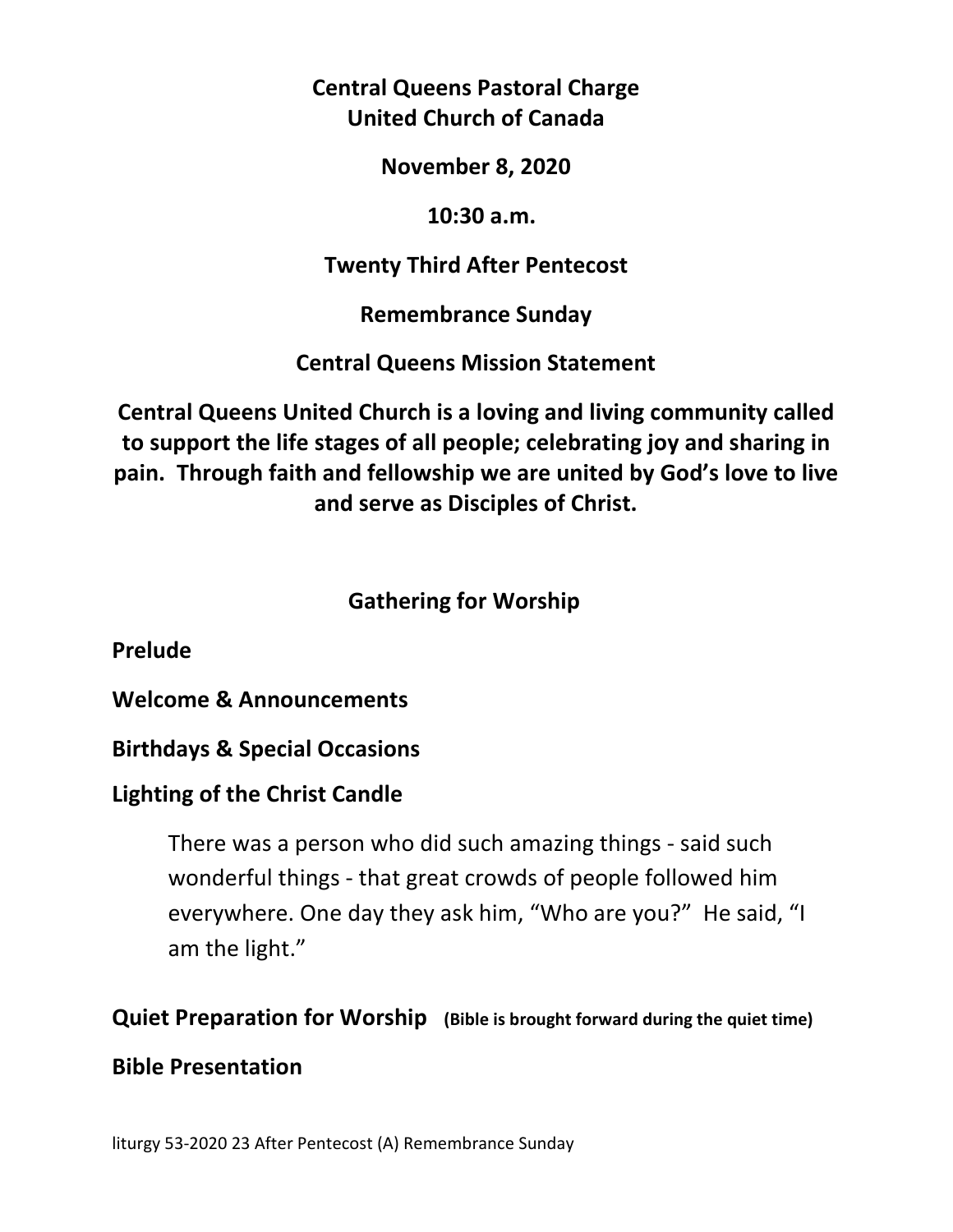**Central Queens Pastoral Charge**
**United Church of Canada**

**November 8, 2020**

**10:30 a.m.**

**Twenty Third After Pentecost**

**Remembrance Sunday**

**Central Queens Mission Statement**

**Central Queens United Church is a loving and living community called to support the life stages of all people; celebrating joy and sharing in pain. Through faith and fellowship we are united by God's love to live and serve as Disciples of Christ.**

## Gathering for Worship

**Prelude**

**Welcome & Announcements**

**Birthdays & Special Occasions**

**Lighting of the Christ Candle**

> There was a person who did such amazing things - said such wonderful things - that great crowds of people followed him everywhere. One day they ask him, "Who are you?" He said, "I am the light."

**Quiet Preparation for Worship** **(Bible is brought forward during the quiet time)**

**Bible Presentation**

liturgy 53-2020 23 After Pentecost (A) Remembrance Sunday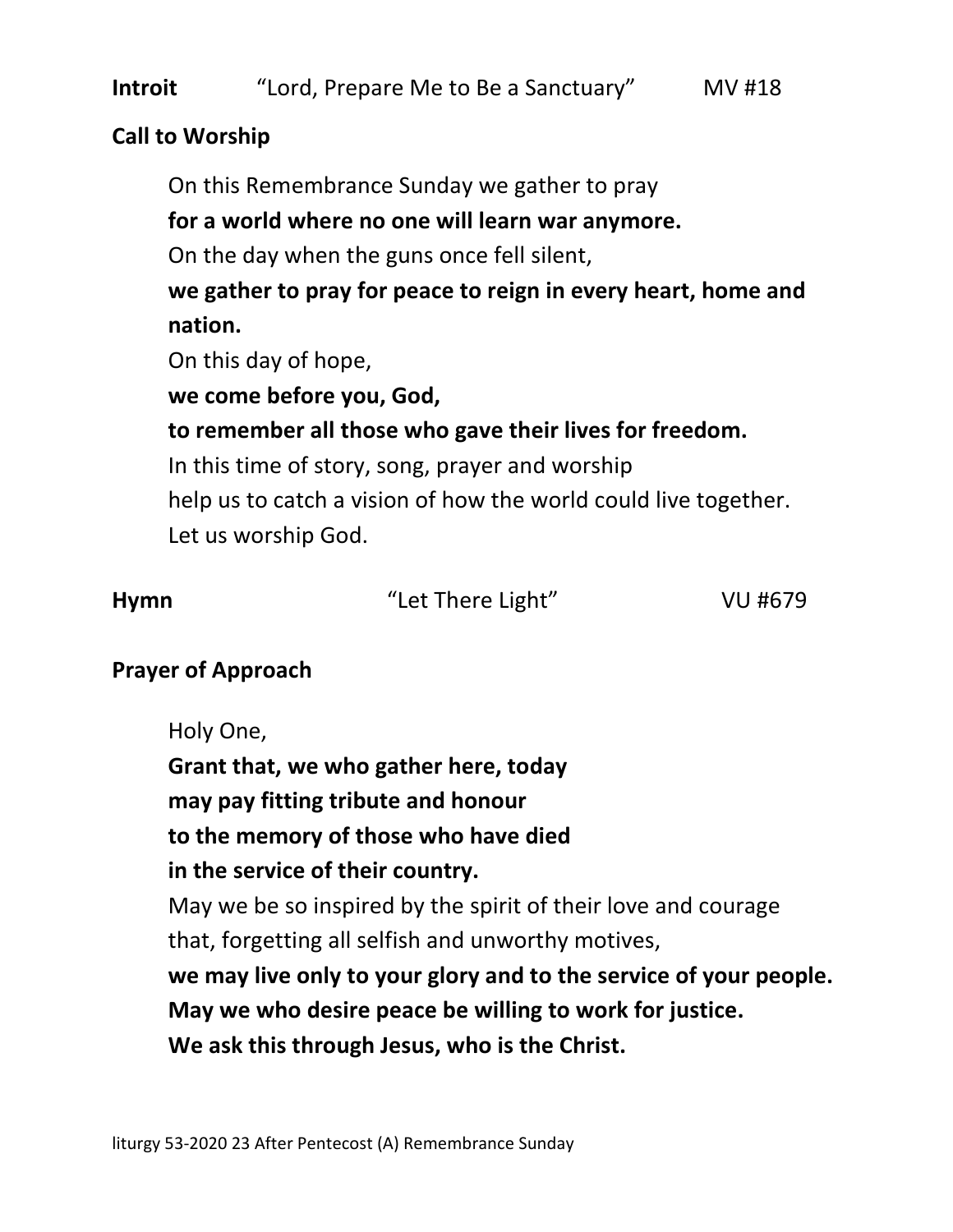**Introit** "Lord, Prepare Me to Be a Sanctuary" MV #18

**Call to Worship**

On this Remembrance Sunday we gather to pray
**for a world where no one will learn war anymore.**
On the day when the guns once fell silent,
**we gather to pray for peace to reign in every heart, home and nation.**
On this day of hope,
**we come before you, God,**
**to remember all those who gave their lives for freedom.**
In this time of story, song, prayer and worship
help us to catch a vision of how the world could live together.
Let us worship God.

**Hymn** "Let There Light" VU #679

**Prayer of Approach**

Holy One,
**Grant that, we who gather here, today**
**may pay fitting tribute and honour**
**to the memory of those who have died**
**in the service of their country.**
May we be so inspired by the spirit of their love and courage
that, forgetting all selfish and unworthy motives,
**we may live only to your glory and to the service of your people.**
**May we who desire peace be willing to work for justice.**
**We ask this through Jesus, who is the Christ.**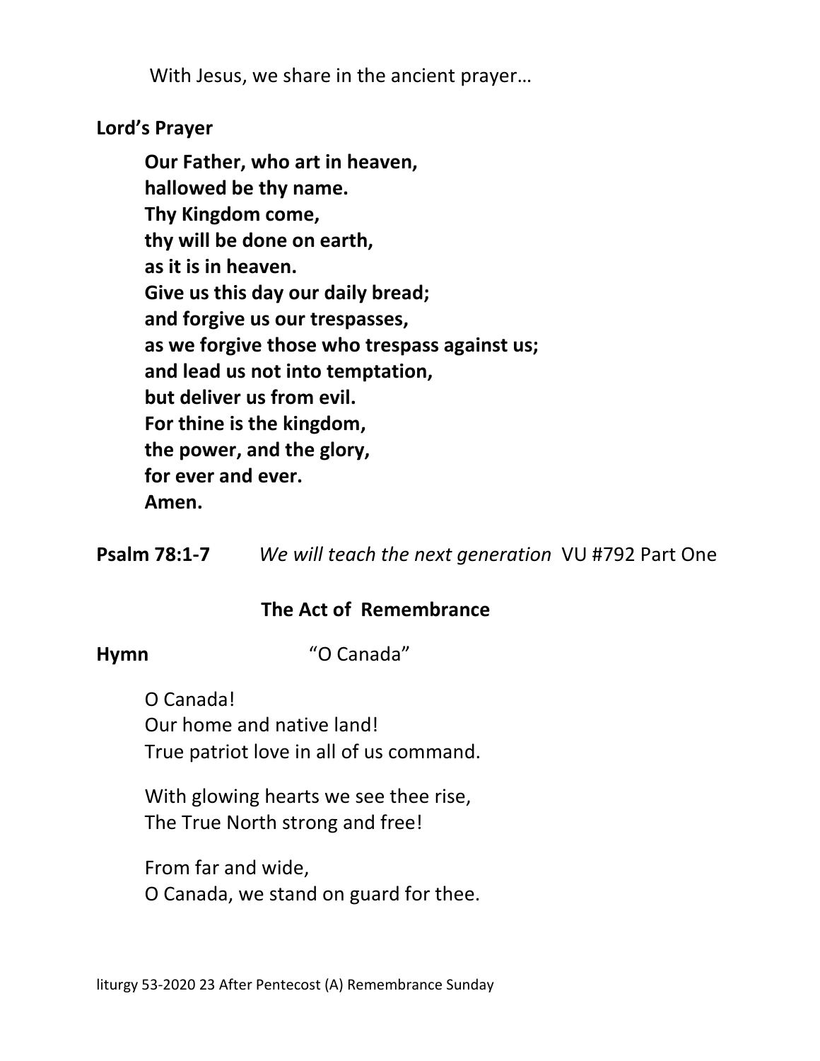With Jesus, we share in the ancient prayer…

**Lord's Prayer**

**Our Father, who art in heaven,**
**hallowed be thy name.**
**Thy Kingdom come,**
**thy will be done on earth,**
**as it is in heaven.**
**Give us this day our daily bread;**
**and forgive us our trespasses,**
**as we forgive those who trespass against us;**
**and lead us not into temptation,**
**but deliver us from evil.**
**For thine is the kingdom,**
**the power, and the glory,**
**for ever and ever.**
**Amen.**

**Psalm 78:1-7** *We will teach the next generation* VU #792 Part One

## The Act of Remembrance

**Hymn** "O Canada"

O Canada!
Our home and native land!
True patriot love in all of us command.

With glowing hearts we see thee rise,
The True North strong and free!

From far and wide,
O Canada, we stand on guard for thee.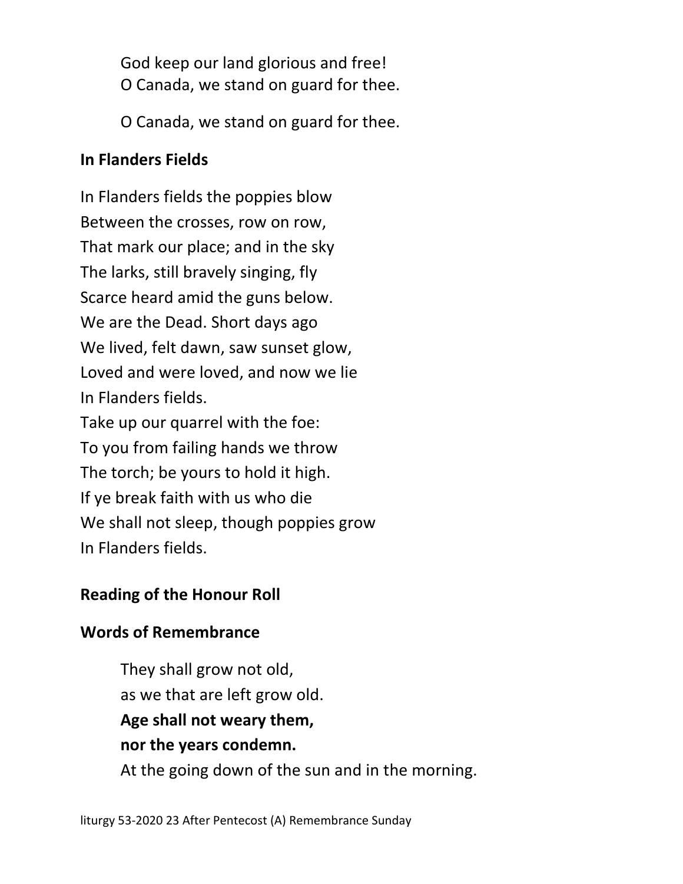God keep our land glorious and free!
O Canada, we stand on guard for thee.

O Canada, we stand on guard for thee.

**In Flanders Fields**

In Flanders fields the poppies blow
Between the crosses, row on row,
That mark our place; and in the sky
The larks, still bravely singing, fly
Scarce heard amid the guns below.
We are the Dead. Short days ago
We lived, felt dawn, saw sunset glow,
Loved and were loved, and now we lie
In Flanders fields.
Take up our quarrel with the foe:
To you from failing hands we throw
The torch; be yours to hold it high.
If ye break faith with us who die
We shall not sleep, though poppies grow
In Flanders fields.

**Reading of the Honour Roll**

**Words of Remembrance**

They shall grow not old,
as we that are left grow old.
**Age shall not weary them,**
**nor the years condemn.**
At the going down of the sun and in the morning.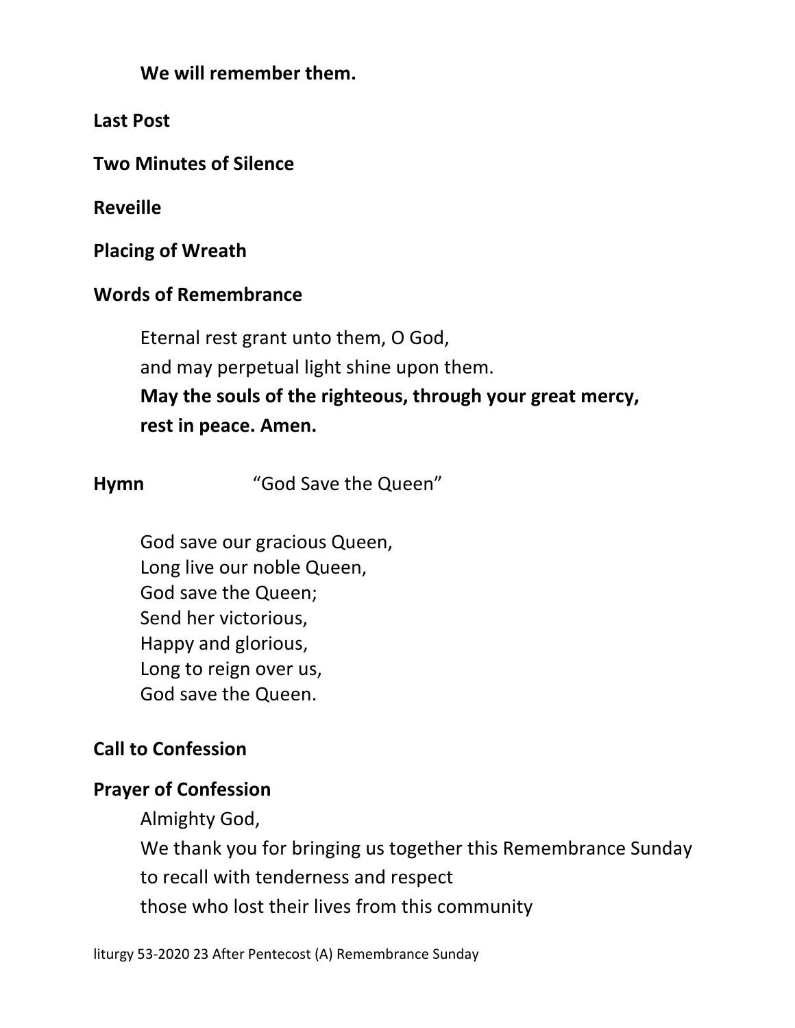**We will remember them.**

**Last Post**

**Two Minutes of Silence**

**Reveille**

**Placing of Wreath**

**Words of Remembrance**

Eternal rest grant unto them, O God,
and may perpetual light shine upon them.
**May the souls of the righteous, through your great mercy,**
**rest in peace. Amen.**

**Hymn** “God Save the Queen”

God save our gracious Queen,
Long live our noble Queen,
God save the Queen;
Send her victorious,
Happy and glorious,
Long to reign over us,
God save the Queen.

**Call to Confession**

**Prayer of Confession**

Almighty God,
We thank you for bringing us together this Remembrance Sunday
to recall with tenderness and respect
those who lost their lives from this community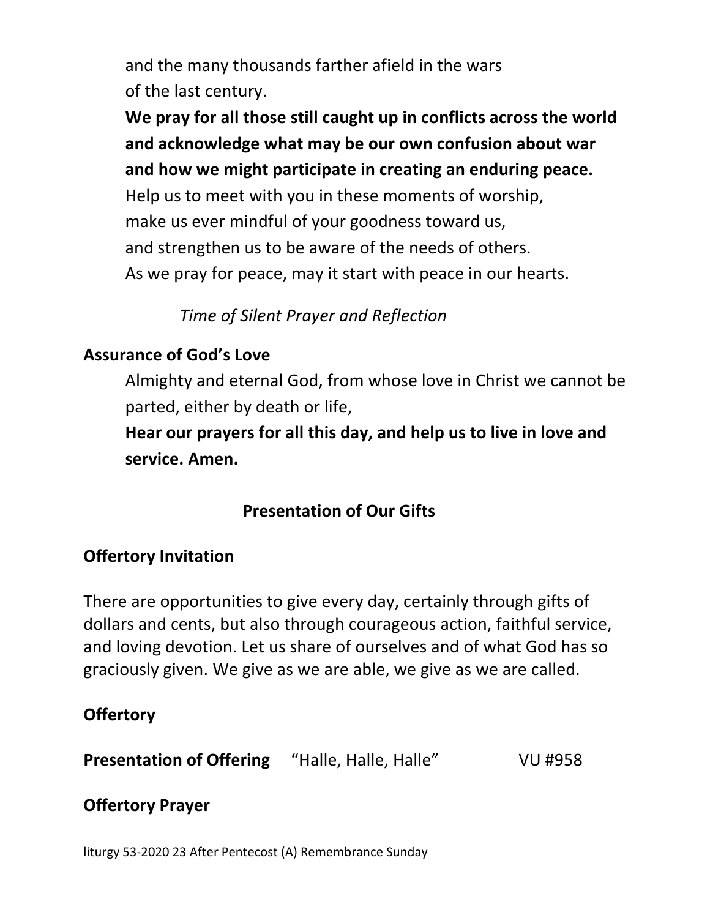and the many thousands farther afield in the wars
of the last century.

**We pray for all those still caught up in conflicts across the world and acknowledge what may be our own confusion about war and how we might participate in creating an enduring peace.**

Help us to meet with you in these moments of worship,
make us ever mindful of your goodness toward us,
and strengthen us to be aware of the needs of others.
As we pray for peace, may it start with peace in our hearts.

*Time of Silent Prayer and Reflection*

**Assurance of God's Love**

Almighty and eternal God, from whose love in Christ we cannot be parted, either by death or life,

**Hear our prayers for all this day, and help us to live in love and service. Amen.**

**Presentation of Our Gifts**

**Offertory Invitation**

There are opportunities to give every day, certainly through gifts of dollars and cents, but also through courageous action, faithful service, and loving devotion. Let us share of ourselves and of what God has so graciously given. We give as we are able, we give as we are called.

**Offertory**

**Presentation of Offering** "Halle, Halle, Halle" VU #958

**Offertory Prayer**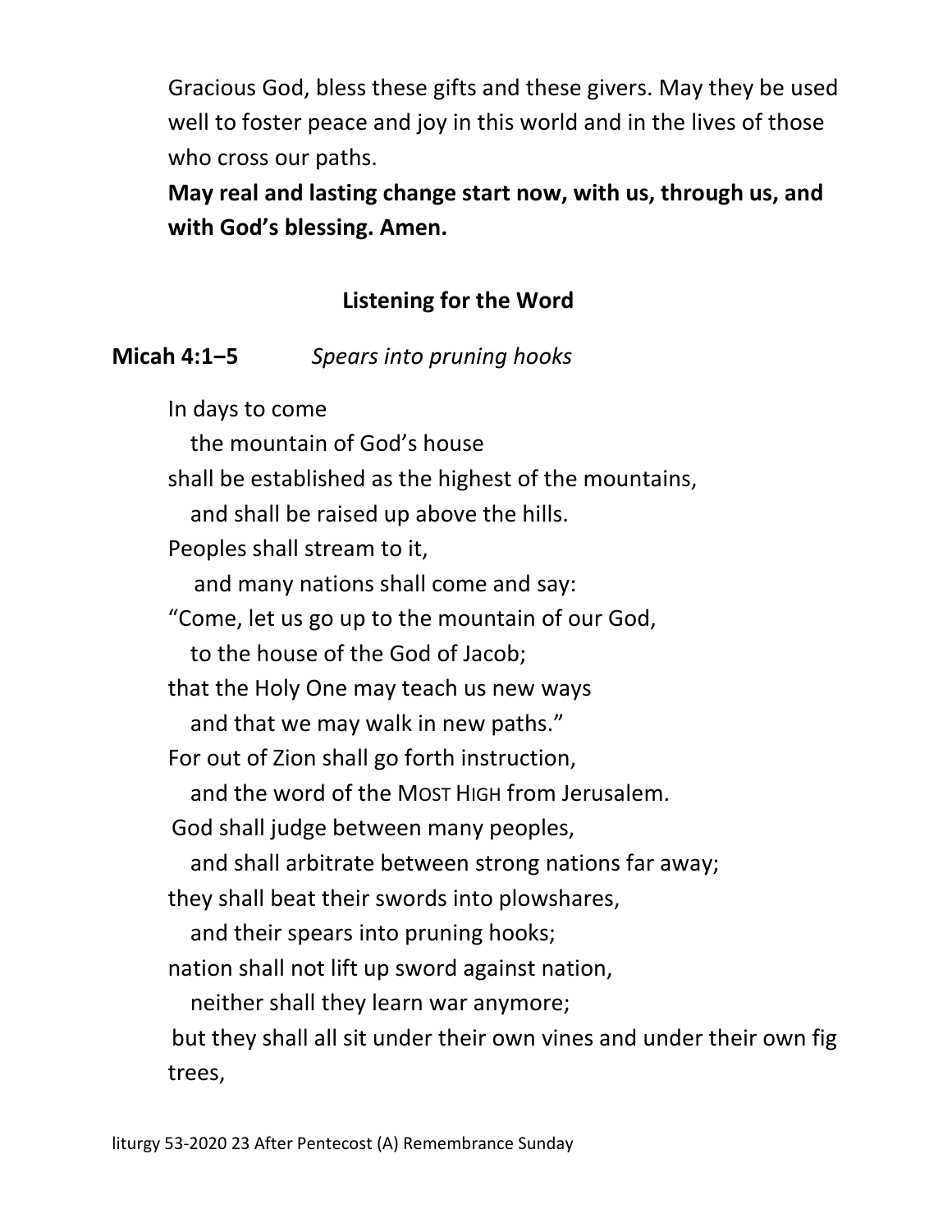Gracious God, bless these gifts and these givers. May they be used well to foster peace and joy in this world and in the lives of those who cross our paths.

**May real and lasting change start now, with us, through us, and with God's blessing. Amen.**

## Listening for the Word

**Micah 4:1–5** *Spears into pruning hooks*

In days to come  
  the mountain of God's house  
shall be established as the highest of the mountains,  
  and shall be raised up above the hills.  
Peoples shall stream to it,  
  and many nations shall come and say:  
"Come, let us go up to the mountain of our God,  
  to the house of the God of Jacob;  
that the Holy One may teach us new ways  
  and that we may walk in new paths."  
For out of Zion shall go forth instruction,  
  and the word of the MOST HIGH from Jerusalem.  
God shall judge between many peoples,  
  and shall arbitrate between strong nations far away;  
they shall beat their swords into plowshares,  
  and their spears into pruning hooks;  
nation shall not lift up sword against nation,  
  neither shall they learn war anymore;  
but they shall all sit under their own vines and under their own fig trees,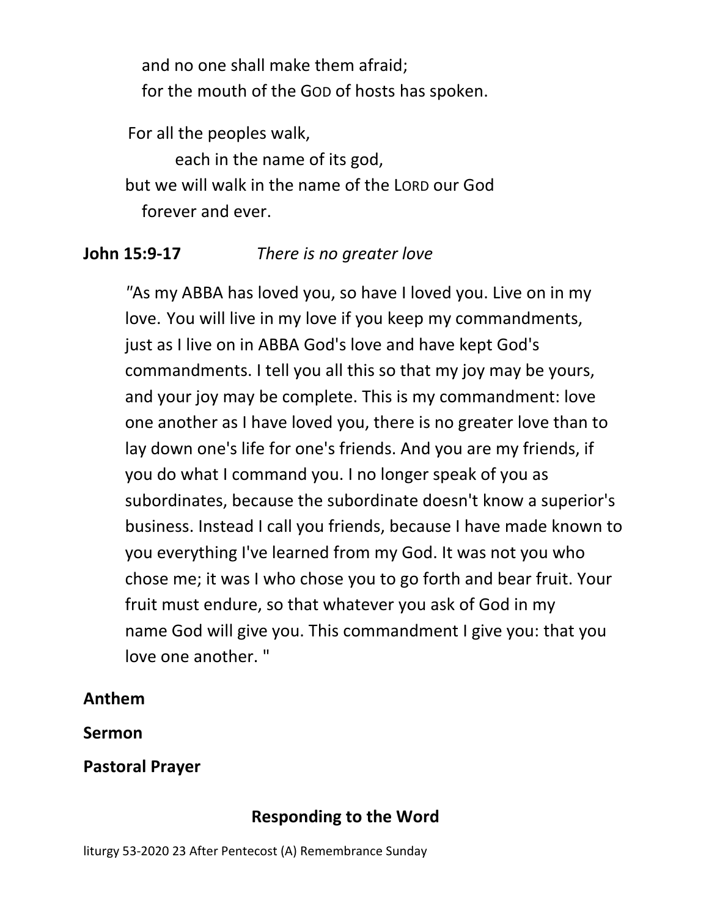and no one shall make them afraid;
for the mouth of the GOD of hosts has spoken.

For all the peoples walk,
each in the name of its god,
but we will walk in the name of the LORD our God
forever and ever.

**John 15:9-17** *There is no greater love*

"As my ABBA has loved you, so have I loved you. Live on in my love. You will live in my love if you keep my commandments, just as I live on in ABBA God's love and have kept God's commandments. I tell you all this so that my joy may be yours, and your joy may be complete. This is my commandment: love one another as I have loved you, there is no greater love than to lay down one's life for one's friends. And you are my friends, if you do what I command you. I no longer speak of you as subordinates, because the subordinate doesn't know a superior's business. Instead I call you friends, because I have made known to you everything I've learned from my God. It was not you who chose me; it was I who chose you to go forth and bear fruit. Your fruit must endure, so that whatever you ask of God in my name God will give you. This commandment I give you: that you love one another. "

**Anthem**

**Sermon**

**Pastoral Prayer**

## Responding to the Word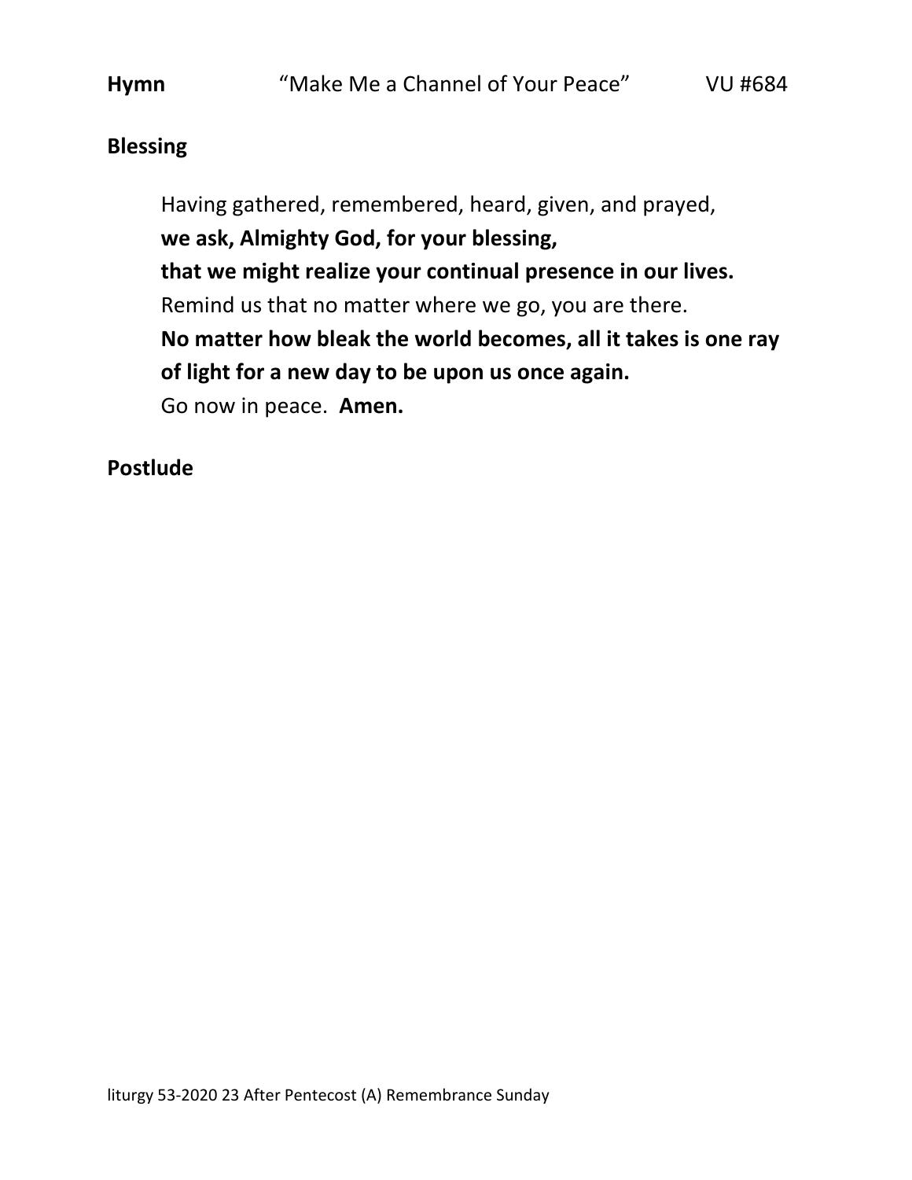**Hymn** "Make Me a Channel of Your Peace" VU #684

**Blessing**

Having gathered, remembered, heard, given, and prayed,
**we ask, Almighty God, for your blessing,**
**that we might realize your continual presence in our lives.**
Remind us that no matter where we go, you are there.
**No matter how bleak the world becomes, all it takes is one ray of light for a new day to be upon us once again.**
Go now in peace. **Amen.**

**Postlude**